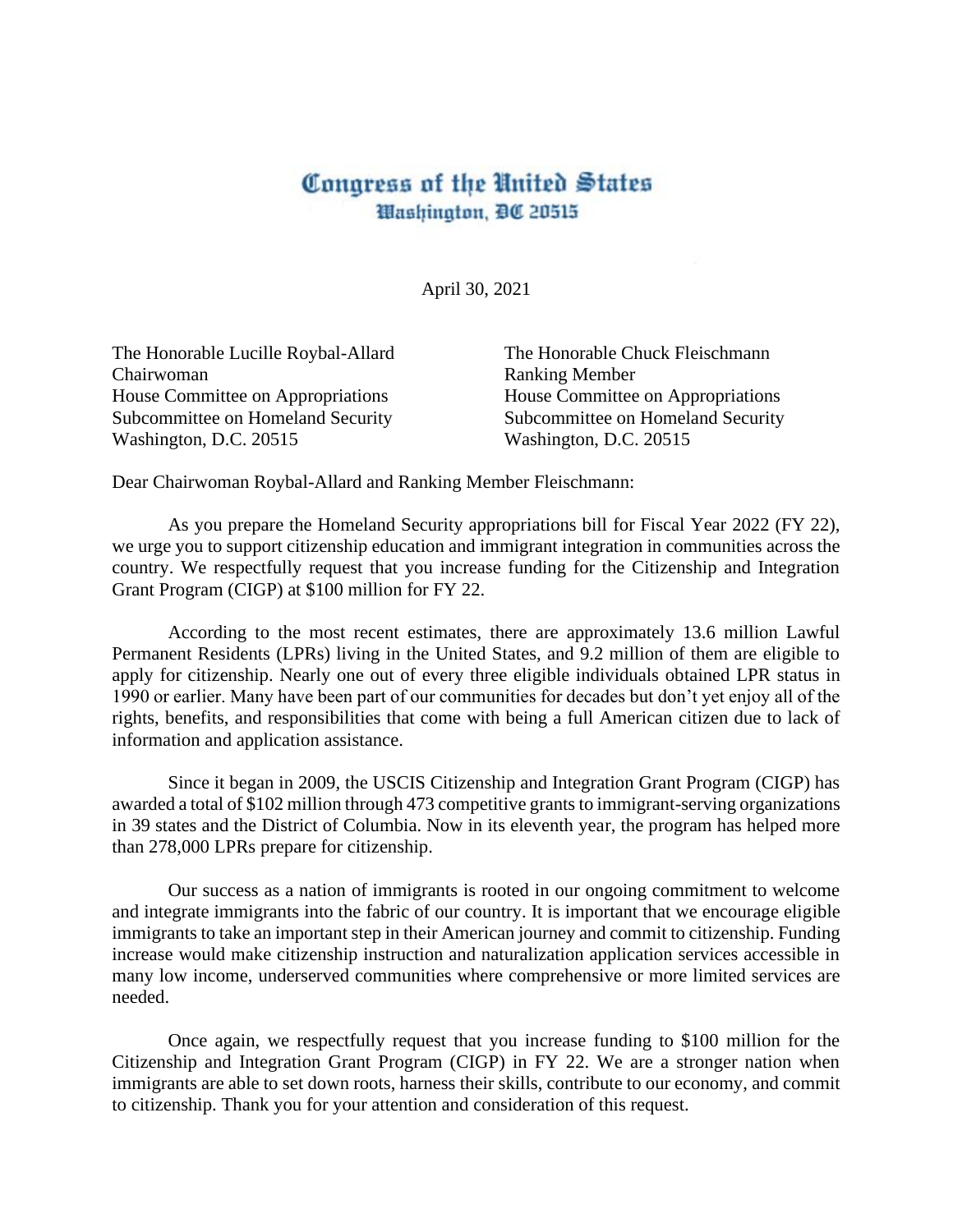# Congress of the United States
## Washington, DC 20515

April 30, 2021

The Honorable Lucille Roybal-Allard
Chairwoman
House Committee on Appropriations
Subcommittee on Homeland Security
Washington, D.C. 20515

The Honorable Chuck Fleischmann
Ranking Member
House Committee on Appropriations
Subcommittee on Homeland Security
Washington, D.C. 20515

Dear Chairwoman Roybal-Allard and Ranking Member Fleischmann:

As you prepare the Homeland Security appropriations bill for Fiscal Year 2022 (FY 22), we urge you to support citizenship education and immigrant integration in communities across the country. We respectfully request that you increase funding for the Citizenship and Integration Grant Program (CIGP) at $100 million for FY 22.

According to the most recent estimates, there are approximately 13.6 million Lawful Permanent Residents (LPRs) living in the United States, and 9.2 million of them are eligible to apply for citizenship. Nearly one out of every three eligible individuals obtained LPR status in 1990 or earlier. Many have been part of our communities for decades but don't yet enjoy all of the rights, benefits, and responsibilities that come with being a full American citizen due to lack of information and application assistance.

Since it began in 2009, the USCIS Citizenship and Integration Grant Program (CIGP) has awarded a total of $102 million through 473 competitive grants to immigrant-serving organizations in 39 states and the District of Columbia. Now in its eleventh year, the program has helped more than 278,000 LPRs prepare for citizenship.

Our success as a nation of immigrants is rooted in our ongoing commitment to welcome and integrate immigrants into the fabric of our country. It is important that we encourage eligible immigrants to take an important step in their American journey and commit to citizenship. Funding increase would make citizenship instruction and naturalization application services accessible in many low income, underserved communities where comprehensive or more limited services are needed.

Once again, we respectfully request that you increase funding to $100 million for the Citizenship and Integration Grant Program (CIGP) in FY 22. We are a stronger nation when immigrants are able to set down roots, harness their skills, contribute to our economy, and commit to citizenship. Thank you for your attention and consideration of this request.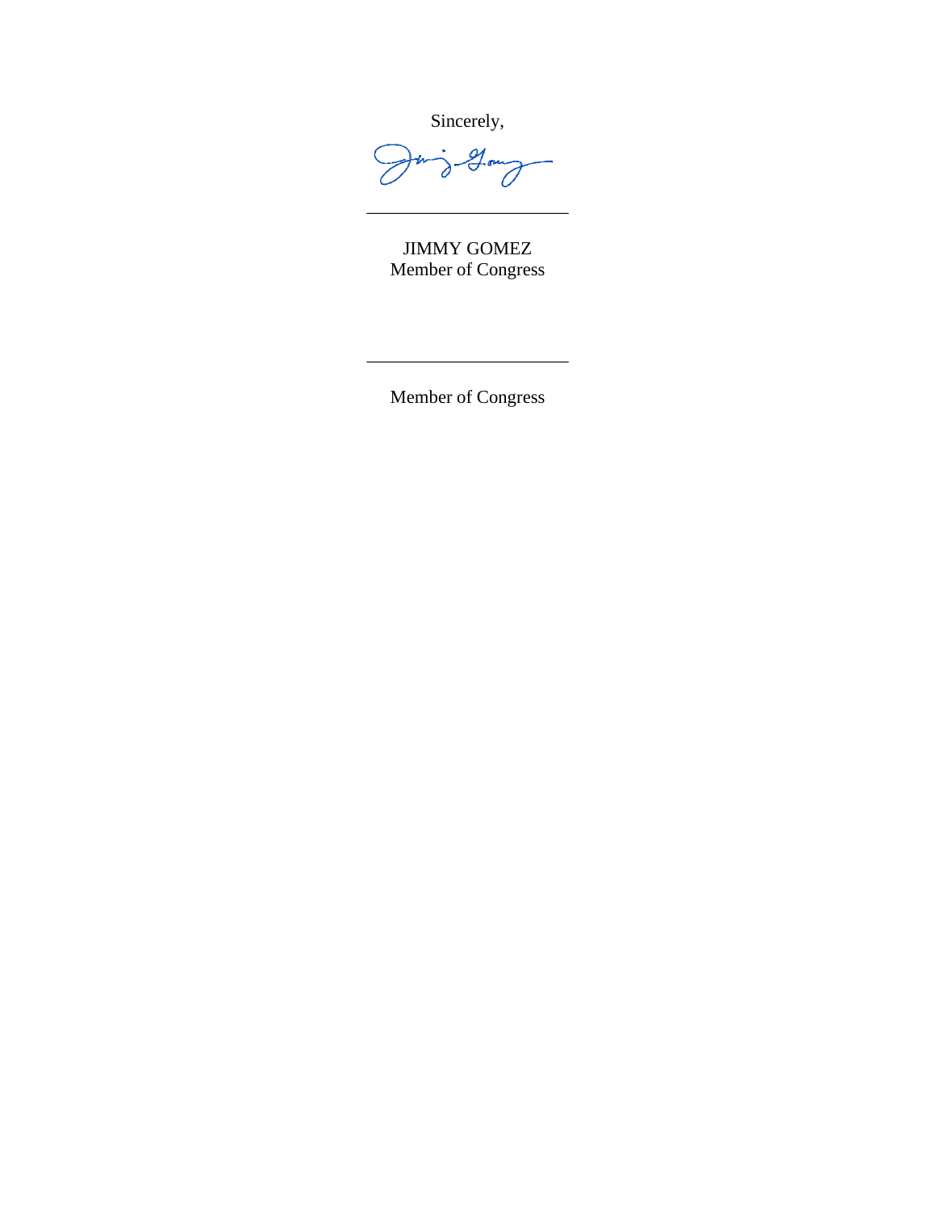Sincerely,

\_\_\_\_\_\_\_\_\_\_\_\_\_\_\_\_\_\_\_\_\_\_\_\_

JIMMY GOMEZ
Member of Congress

\_\_\_\_\_\_\_\_\_\_\_\_\_\_\_\_\_\_\_\_\_\_\_\_

Member of Congress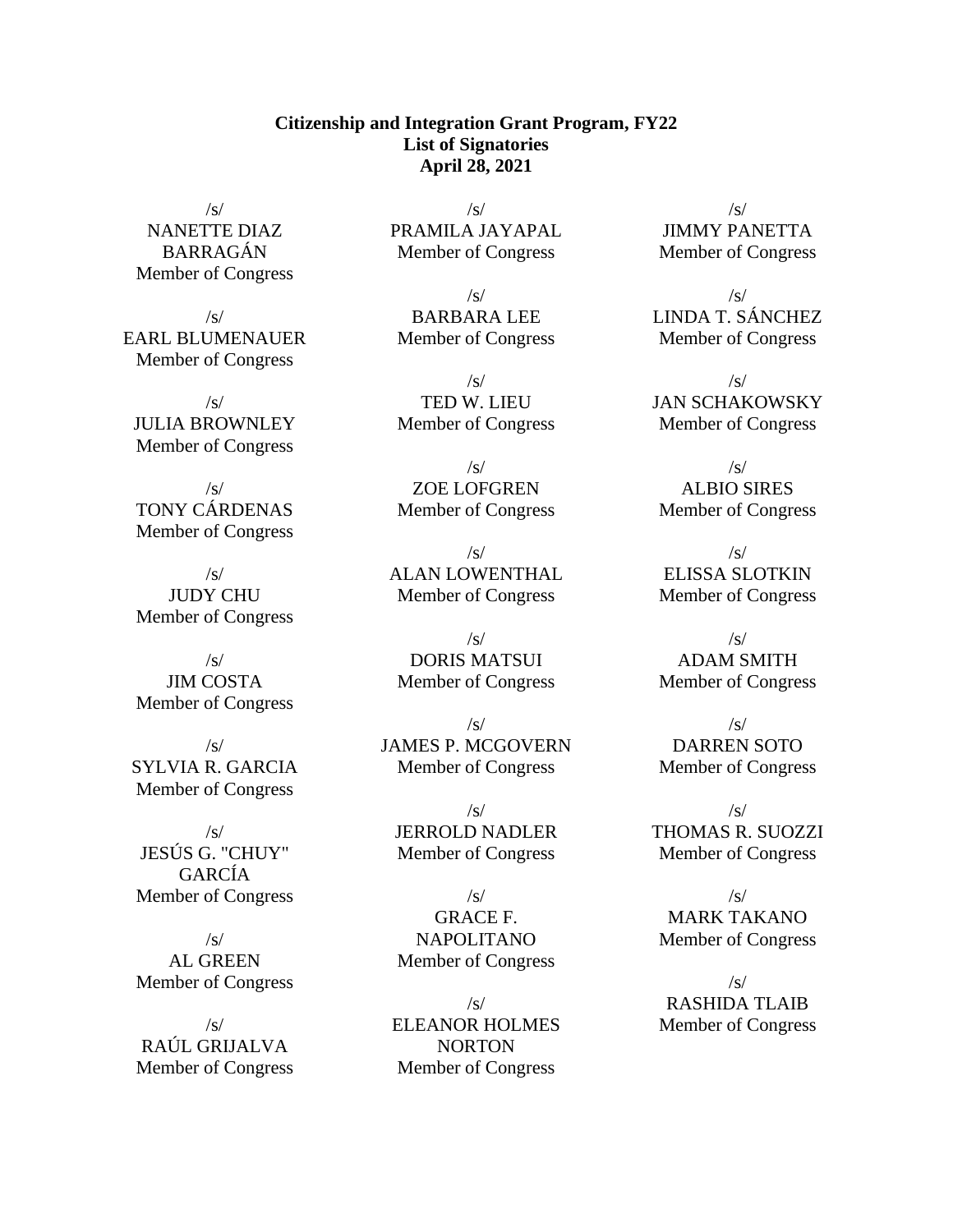**Citizenship and Integration Grant Program, FY22**
**List of Signatories**
**April 28, 2021**

/s/
NANETTE DIAZ BARRAGÁN
Member of Congress

/s/
EARL BLUMENAUER
Member of Congress

/s/
JULIA BROWNLEY
Member of Congress

/s/
TONY CÁRDENAS
Member of Congress

/s/
JUDY CHU
Member of Congress

/s/
JIM COSTA
Member of Congress

/s/
SYLVIA R. GARCIA
Member of Congress

/s/
JESÚS G. "CHUY" GARCÍA
Member of Congress

/s/
AL GREEN
Member of Congress

/s/
RAÚL GRIJALVA
Member of Congress

/s/
PRAMILA JAYAPAL
Member of Congress

/s/
BARBARA LEE
Member of Congress

/s/
TED W. LIEU
Member of Congress

/s/
ZOE LOFGREN
Member of Congress

/s/
ALAN LOWENTHAL
Member of Congress

/s/
DORIS MATSUI
Member of Congress

/s/
JAMES P. MCGOVERN
Member of Congress

/s/
JERROLD NADLER
Member of Congress

/s/
GRACE F. NAPOLITANO
Member of Congress

/s/
ELEANOR HOLMES NORTON
Member of Congress

/s/
JIMMY PANETTA
Member of Congress

/s/
LINDA T. SÁNCHEZ
Member of Congress

/s/
JAN SCHAKOWSKY
Member of Congress

/s/
ALBIO SIRES
Member of Congress

/s/
ELISSA SLOTKIN
Member of Congress

/s/
ADAM SMITH
Member of Congress

/s/
DARREN SOTO
Member of Congress

/s/
THOMAS R. SUOZZI
Member of Congress

/s/
MARK TAKANO
Member of Congress

/s/
RASHIDA TLAIB
Member of Congress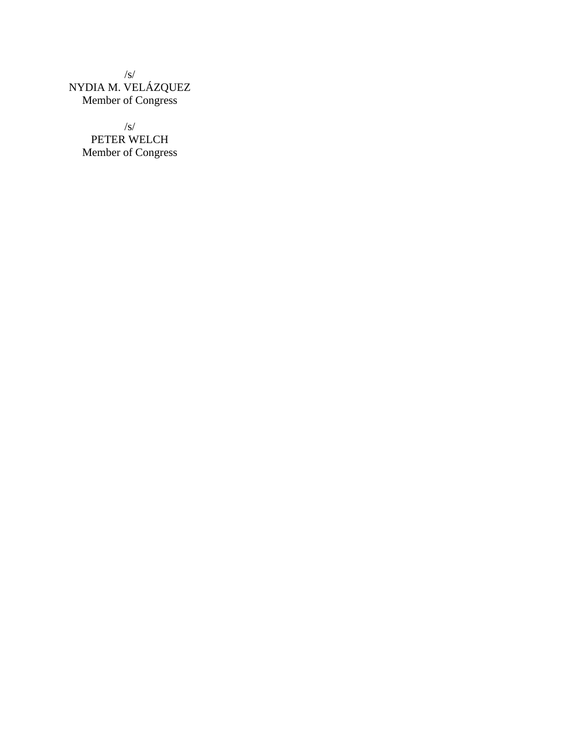/s/
NYDIA M. VELÁZQUEZ
Member of Congress

/s/
PETER WELCH
Member of Congress